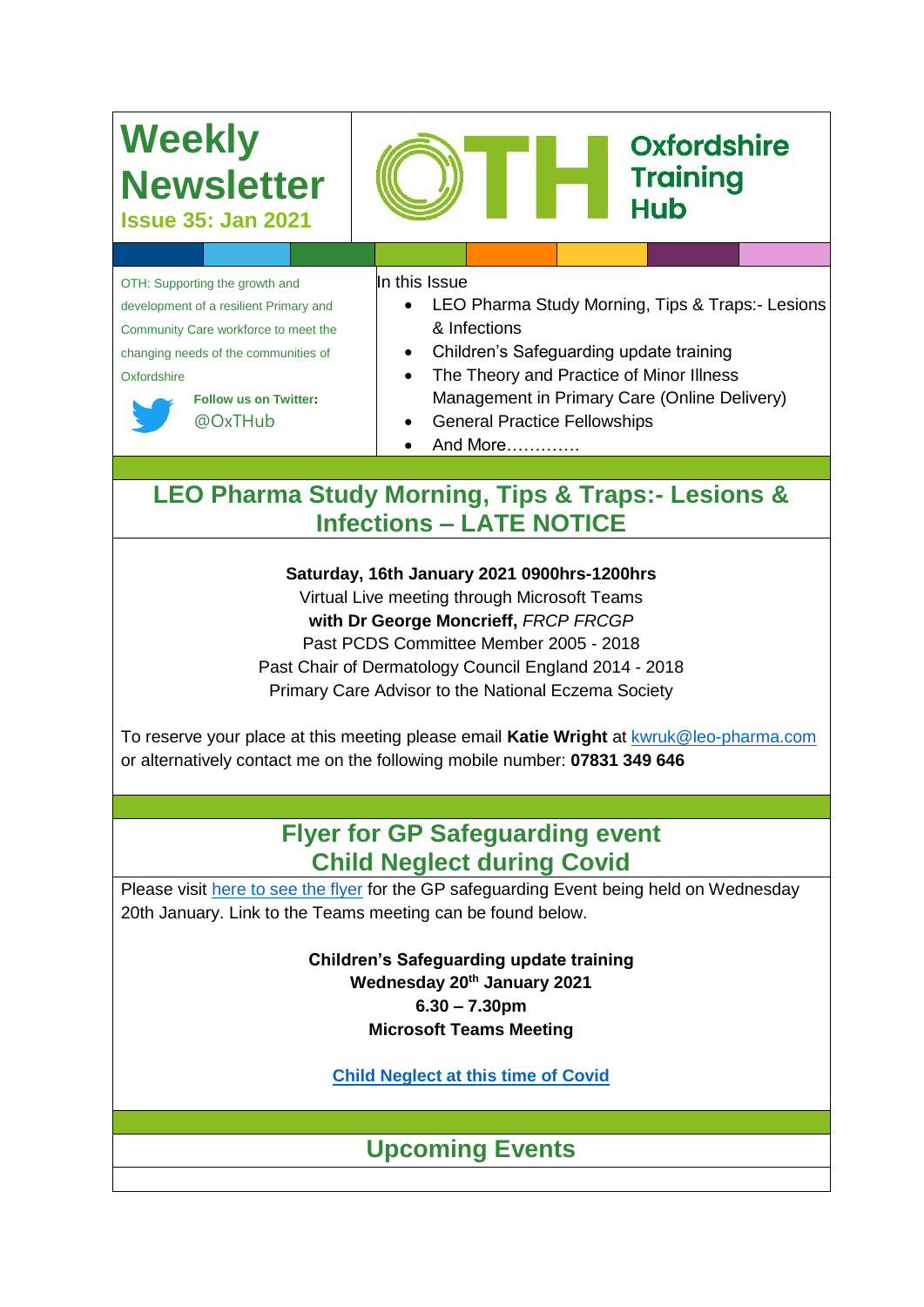# Weekly Newsletter

**Issue 35: Jan 2021**

Oxfordshire Training Hub

OTH: Supporting the growth and development of a resilient Primary and Community Care workforce to meet the changing needs of the communities of Oxfordshire

**Follow us on Twitter:** @OxTHub

In this Issue

- LEO Pharma Study Morning, Tips & Traps:- Lesions & Infections
- Children's Safeguarding update training
- The Theory and Practice of Minor Illness Management in Primary Care (Online Delivery)
- General Practice Fellowships
- And More………….

## LEO Pharma Study Morning, Tips & Traps:- Lesions & Infections – LATE NOTICE

**Saturday, 16th January 2021 0900hrs-1200hrs**
Virtual Live meeting through Microsoft Teams
**with Dr George Moncrieff,** *FRCP FRCGP*
Past PCDS Committee Member 2005 - 2018
Past Chair of Dermatology Council England 2014 - 2018
Primary Care Advisor to the National Eczema Society

To reserve your place at this meeting please email **Katie Wright** at kwruk@leo-pharma.com or alternatively contact me on the following mobile number: **07831 349 646**

## Flyer for GP Safeguarding event Child Neglect during Covid

Please visit here to see the flyer for the GP safeguarding Event being held on Wednesday 20th January. Link to the Teams meeting can be found below.

**Children's Safeguarding update training**
**Wednesday 20th January 2021**
**6.30 – 7.30pm**
**Microsoft Teams Meeting**

**Child Neglect at this time of Covid**

## Upcoming Events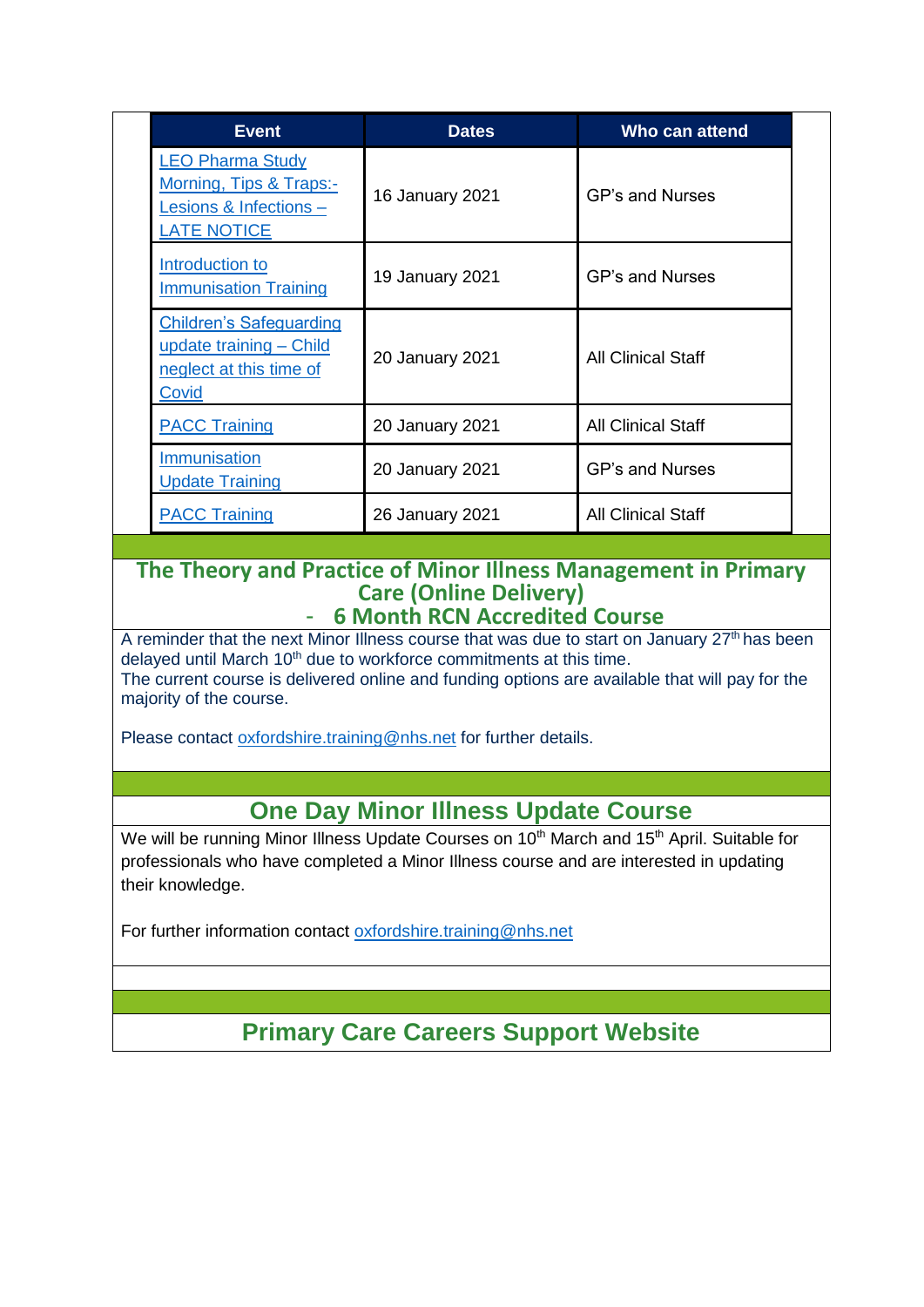| Event | Dates | Who can attend |
| --- | --- | --- |
| LEO Pharma Study Morning, Tips & Traps:- Lesions & Infections – LATE NOTICE | 16 January 2021 | GP's and Nurses |
| Introduction to Immunisation Training | 19 January 2021 | GP's and Nurses |
| Children's Safeguarding update training – Child neglect at this time of Covid | 20 January 2021 | All Clinical Staff |
| PACC Training | 20 January 2021 | All Clinical Staff |
| Immunisation Update Training | 20 January 2021 | GP's and Nurses |
| PACC Training | 26 January 2021 | All Clinical Staff |

## The Theory and Practice of Minor Illness Management in Primary Care (Online Delivery) - 6 Month RCN Accredited Course

A reminder that the next Minor Illness course that was due to start on January 27th has been delayed until March 10th due to workforce commitments at this time.
The current course is delivered online and funding options are available that will pay for the majority of the course.

Please contact oxfordshire.training@nhs.net for further details.

## One Day Minor Illness Update Course

We will be running Minor Illness Update Courses on 10th March and 15th April. Suitable for professionals who have completed a Minor Illness course and are interested in updating their knowledge.

For further information contact oxfordshire.training@nhs.net

## Primary Care Careers Support Website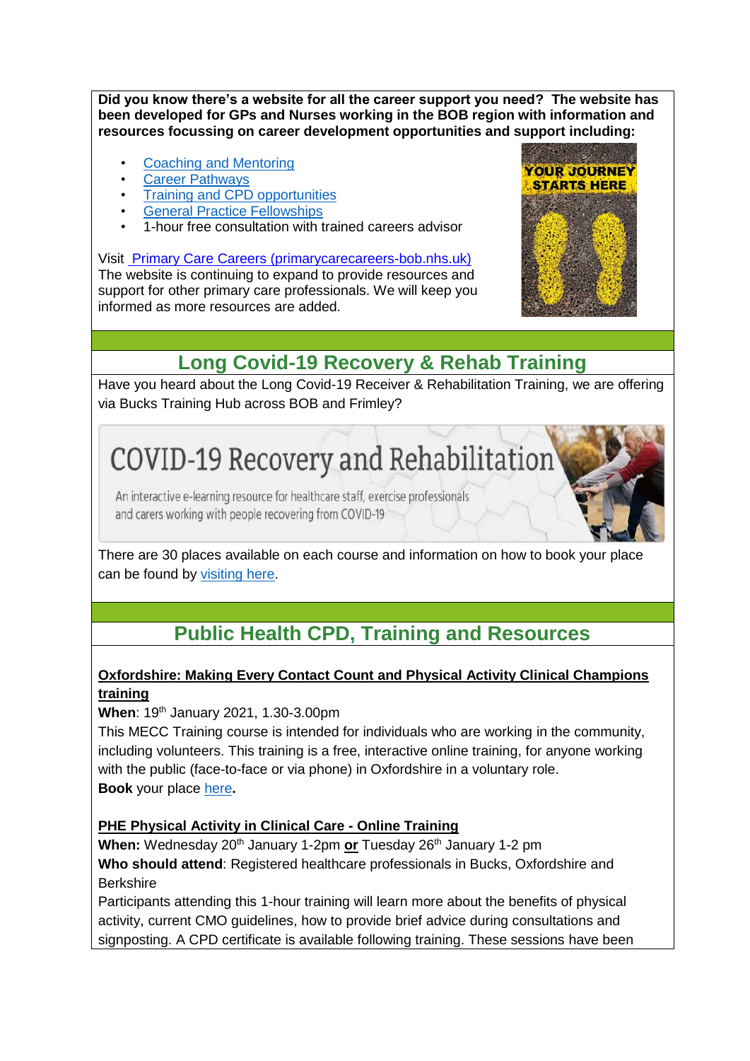**Did you know there's a website for all the career support you need? The website has been developed for GPs and Nurses working in the BOB region with information and resources focussing on career development opportunities and support including:**

- Coaching and Mentoring
- Career Pathways
- Training and CPD opportunities
- General Practice Fellowships
- 1-hour free consultation with trained careers advisor

Visit Primary Care Careers (primarycarecareers-bob.nhs.uk)
The website is continuing to expand to provide resources and support for other primary care professionals. We will keep you informed as more resources are added.

## Long Covid-19 Recovery & Rehab Training

Have you heard about the Long Covid-19 Receiver & Rehabilitation Training, we are offering via Bucks Training Hub across BOB and Frimley?

There are 30 places available on each course and information on how to book your place can be found by visiting here.

## Public Health CPD, Training and Resources

**Oxfordshire: Making Every Contact Count and Physical Activity Clinical Champions training**

**When**: 19th January 2021, 1.30-3.00pm
This MECC Training course is intended for individuals who are working in the community, including volunteers. This training is a free, interactive online training, for anyone working with the public (face-to-face or via phone) in Oxfordshire in a voluntary role.
**Book** your place here**.**

**PHE Physical Activity in Clinical Care - Online Training**

**When:** Wednesday 20th January 1-2pm **or** Tuesday 26th January 1-2 pm
**Who should attend**: Registered healthcare professionals in Bucks, Oxfordshire and Berkshire
Participants attending this 1-hour training will learn more about the benefits of physical activity, current CMO guidelines, how to provide brief advice during consultations and signposting. A CPD certificate is available following training. These sessions have been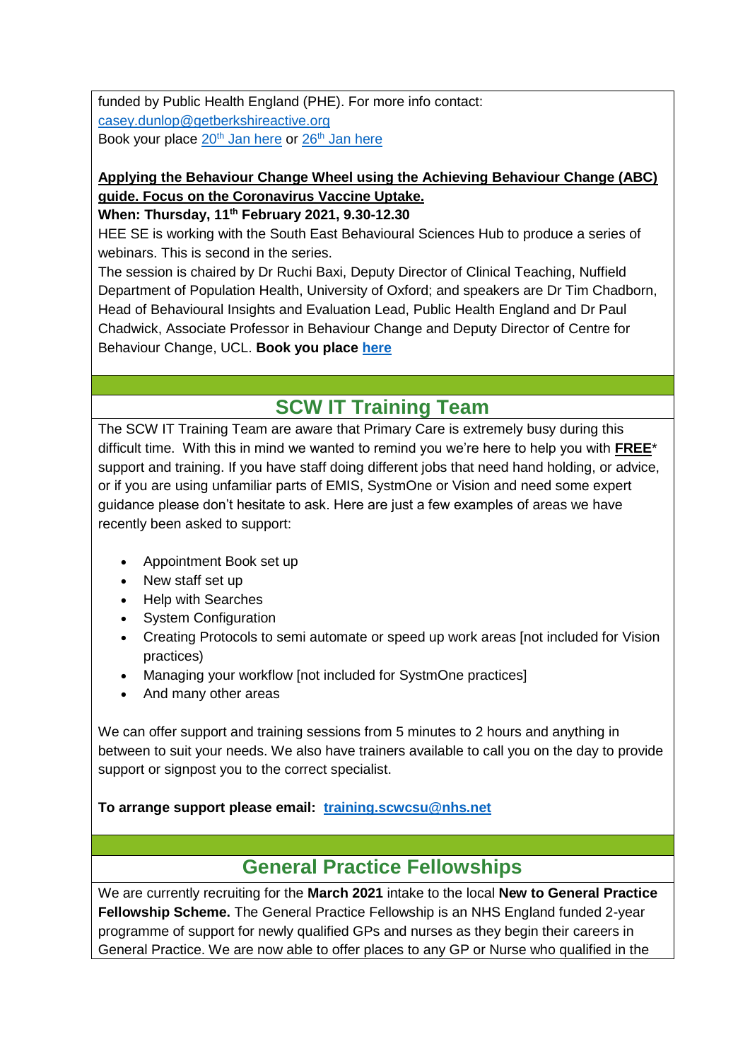funded by Public Health England (PHE). For more info contact: casey.dunlop@getberkshireactive.org
Book your place 20th Jan here or 26th Jan here

**Applying the Behaviour Change Wheel using the Achieving Behaviour Change (ABC) guide. Focus on the Coronavirus Vaccine Uptake.**

**When: Thursday, 11th February 2021, 9.30-12.30**

HEE SE is working with the South East Behavioural Sciences Hub to produce a series of webinars. This is second in the series.

The session is chaired by Dr Ruchi Baxi, Deputy Director of Clinical Teaching, Nuffield Department of Population Health, University of Oxford; and speakers are Dr Tim Chadborn, Head of Behavioural Insights and Evaluation Lead, Public Health England and Dr Paul Chadwick, Associate Professor in Behaviour Change and Deputy Director of Centre for Behaviour Change, UCL. **Book you place here**

## SCW IT Training Team

The SCW IT Training Team are aware that Primary Care is extremely busy during this difficult time. With this in mind we wanted to remind you we're here to help you with **FREE*** support and training. If you have staff doing different jobs that need hand holding, or advice, or if you are using unfamiliar parts of EMIS, SystmOne or Vision and need some expert guidance please don't hesitate to ask. Here are just a few examples of areas we have recently been asked to support:

- Appointment Book set up
- New staff set up
- Help with Searches
- System Configuration
- Creating Protocols to semi automate or speed up work areas [not included for Vision practices)
- Managing your workflow [not included for SystmOne practices]
- And many other areas

We can offer support and training sessions from 5 minutes to 2 hours and anything in between to suit your needs. We also have trainers available to call you on the day to provide support or signpost you to the correct specialist.

**To arrange support please email: training.scwcsu@nhs.net**

## General Practice Fellowships

We are currently recruiting for the **March 2021** intake to the local **New to General Practice Fellowship Scheme.** The General Practice Fellowship is an NHS England funded 2-year programme of support for newly qualified GPs and nurses as they begin their careers in General Practice. We are now able to offer places to any GP or Nurse who qualified in the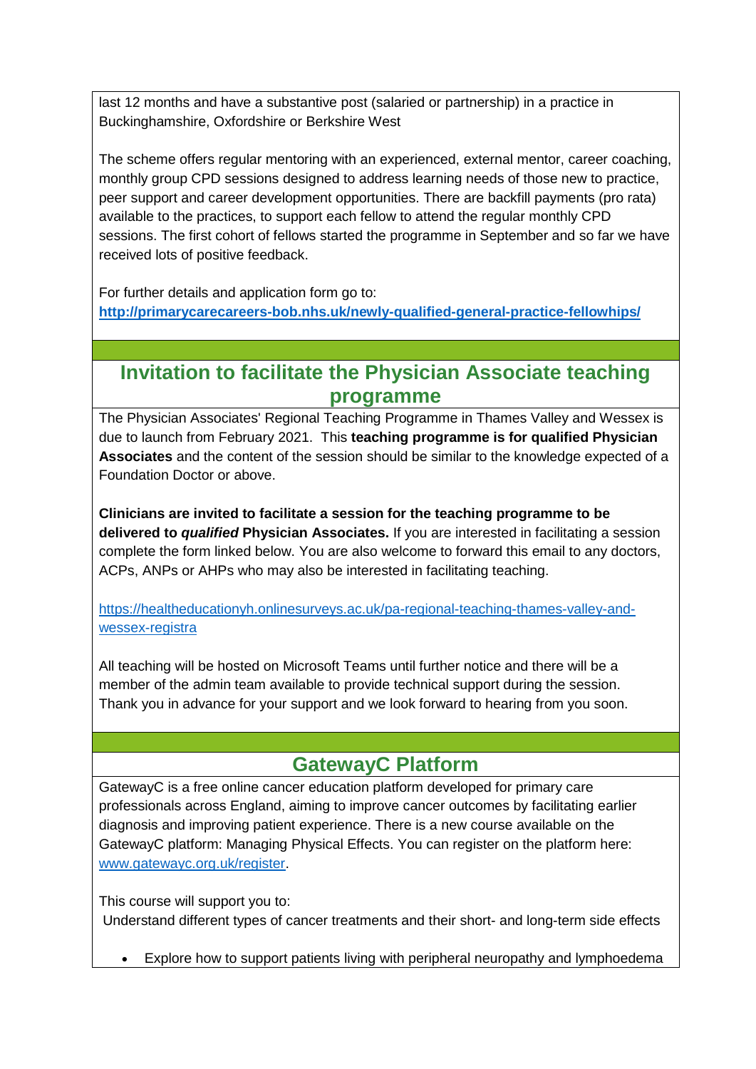last 12 months and have a substantive post (salaried or partnership) in a practice in Buckinghamshire, Oxfordshire or Berkshire West

The scheme offers regular mentoring with an experienced, external mentor, career coaching, monthly group CPD sessions designed to address learning needs of those new to practice, peer support and career development opportunities. There are backfill payments (pro rata) available to the practices, to support each fellow to attend the regular monthly CPD sessions. The first cohort of fellows started the programme in September and so far we have received lots of positive feedback.

For further details and application form go to:
**http://primarycarecareers-bob.nhs.uk/newly-qualified-general-practice-fellowhips/**

## Invitation to facilitate the Physician Associate teaching programme

The Physician Associates' Regional Teaching Programme in Thames Valley and Wessex is due to launch from February 2021. This **teaching programme is for qualified Physician Associates** and the content of the session should be similar to the knowledge expected of a Foundation Doctor or above.

**Clinicians are invited to facilitate a session for the teaching programme to be delivered to *qualified* Physician Associates.** If you are interested in facilitating a session complete the form linked below. You are also welcome to forward this email to any doctors, ACPs, ANPs or AHPs who may also be interested in facilitating teaching.

https://healtheducationyh.onlinesurveys.ac.uk/pa-regional-teaching-thames-valley-and-wessex-registra

All teaching will be hosted on Microsoft Teams until further notice and there will be a member of the admin team available to provide technical support during the session. Thank you in advance for your support and we look forward to hearing from you soon.

## GatewayC Platform

GatewayC is a free online cancer education platform developed for primary care professionals across England, aiming to improve cancer outcomes by facilitating earlier diagnosis and improving patient experience. There is a new course available on the GatewayC platform: Managing Physical Effects. You can register on the platform here: www.gatewayc.org.uk/register.

This course will support you to:
Understand different types of cancer treatments and their short- and long-term side effects

- Explore how to support patients living with peripheral neuropathy and lymphoedema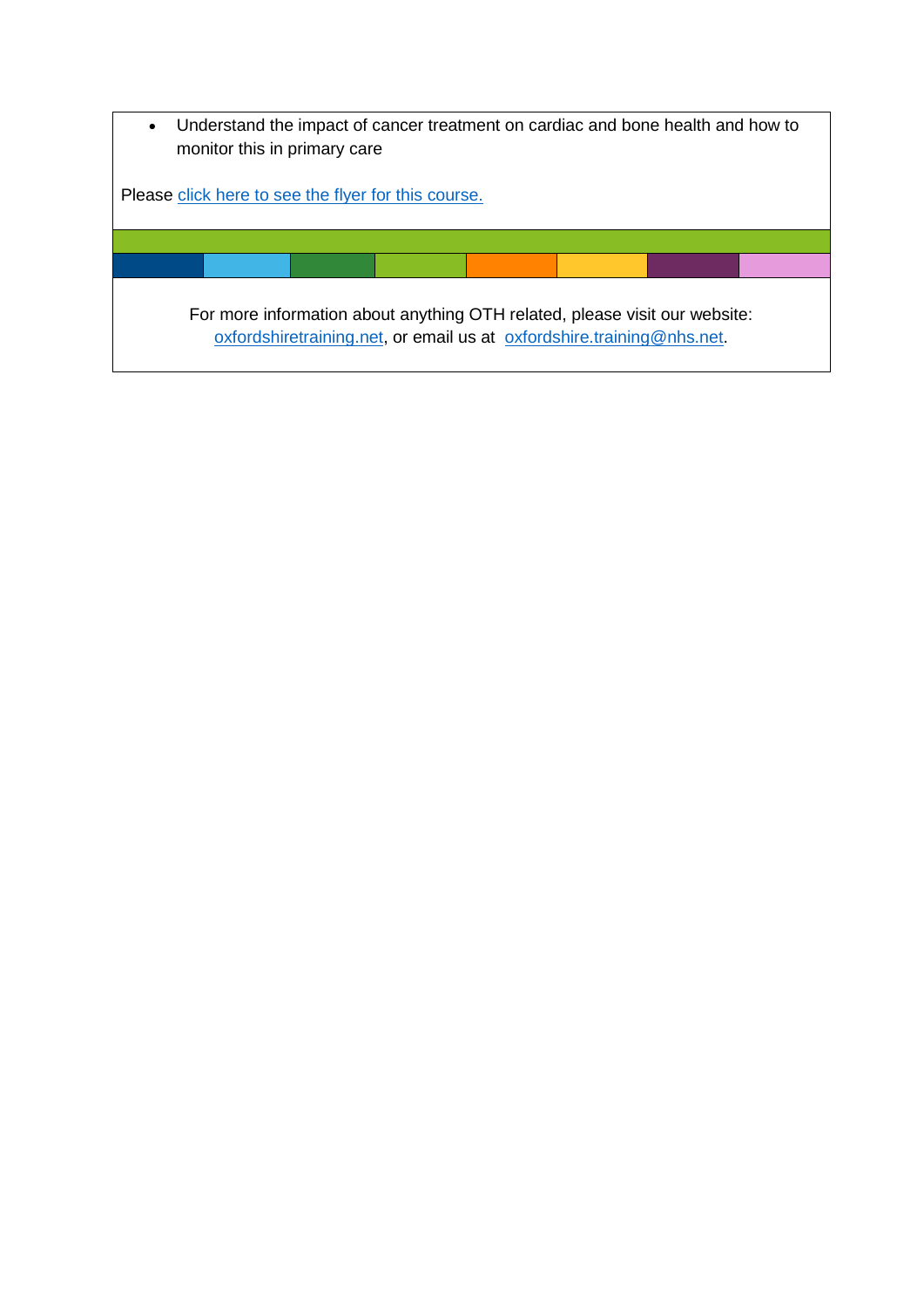- Understand the impact of cancer treatment on cardiac and bone health and how to monitor this in primary care

Please click here to see the flyer for this course.

For more information about anything OTH related, please visit our website: oxfordshiretraining.net, or email us at oxfordshire.training@nhs.net.